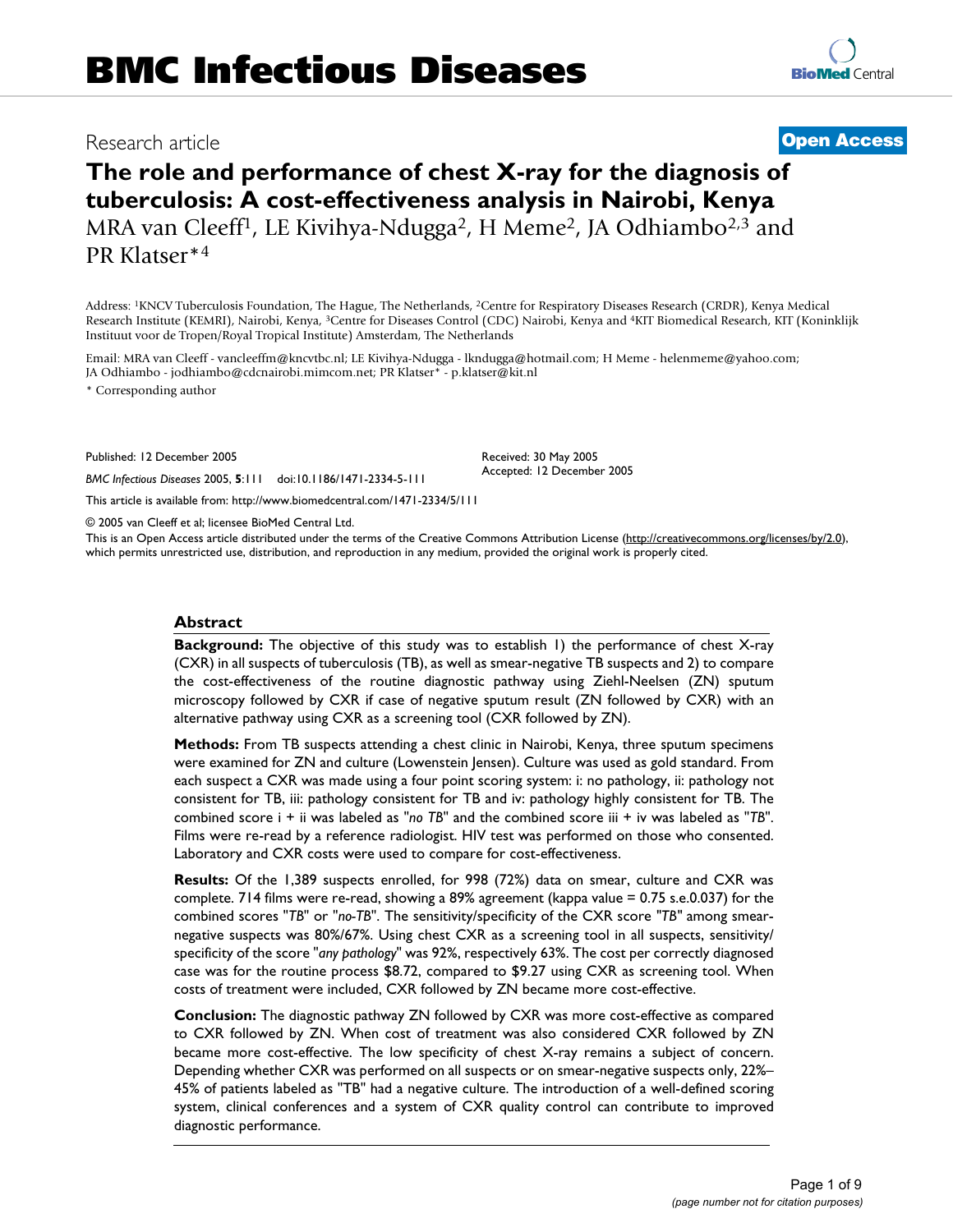# BMC Infectious Diseases

Research article

**Open Access**

# The role and performance of chest X-ray for the diagnosis of tuberculosis: A cost-effectiveness analysis in Nairobi, Kenya

MRA van Cleeff[1], LE Kivihya-Ndugga[2], H Meme[2], JA Odhiambo[2,3] and PR Klatser*[4]

Address: [1]KNCV Tuberculosis Foundation, The Hague, The Netherlands, [2]Centre for Respiratory Diseases Research (CRDR), Kenya Medical Research Institute (KEMRI), Nairobi, Kenya, [3]Centre for Diseases Control (CDC) Nairobi, Kenya and [4]KIT Biomedical Research, KIT (Koninklijk Instituut voor de Tropen/Royal Tropical Institute) Amsterdam, The Netherlands

Email: MRA van Cleeff - vancleeffm@kncvtbc.nl; LE Kivihya-Ndugga - lkndugga@hotmail.com; H Meme - helenmeme@yahoo.com; JA Odhiambo - jodhiambo@cdcnairobi.mimcom.net; PR Klatser* - p.klatser@kit.nl

\* Corresponding author

Published: 12 December 2005

*BMC Infectious Diseases* 2005, **5**:111 doi:10.1186/1471-2334-5-111

Received: 30 May 2005
Accepted: 12 December 2005

This article is available from: http://www.biomedcentral.com/1471-2334/5/111

© 2005 van Cleeff et al; licensee BioMed Central Ltd.

This is an Open Access article distributed under the terms of the Creative Commons Attribution License (http://creativecommons.org/licenses/by/2.0), which permits unrestricted use, distribution, and reproduction in any medium, provided the original work is properly cited.

## Abstract

**Background:** The objective of this study was to establish 1) the performance of chest X-ray (CXR) in all suspects of tuberculosis (TB), as well as smear-negative TB suspects and 2) to compare the cost-effectiveness of the routine diagnostic pathway using Ziehl-Neelsen (ZN) sputum microscopy followed by CXR if case of negative sputum result (ZN followed by CXR) with an alternative pathway using CXR as a screening tool (CXR followed by ZN).

**Methods:** From TB suspects attending a chest clinic in Nairobi, Kenya, three sputum specimens were examined for ZN and culture (Lowenstein Jensen). Culture was used as gold standard. From each suspect a CXR was made using a four point scoring system: i: no pathology, ii: pathology not consistent for TB, iii: pathology consistent for TB and iv: pathology highly consistent for TB. The combined score i + ii was labeled as "*no TB*" and the combined score iii + iv was labeled as "*TB*". Films were re-read by a reference radiologist. HIV test was performed on those who consented. Laboratory and CXR costs were used to compare for cost-effectiveness.

**Results:** Of the 1,389 suspects enrolled, for 998 (72%) data on smear, culture and CXR was complete. 714 films were re-read, showing a 89% agreement (kappa value = 0.75 s.e.0.037) for the combined scores "*TB*" or "*no-TB*". The sensitivity/specificity of the CXR score "*TB*" among smear-negative suspects was 80%/67%. Using chest CXR as a screening tool in all suspects, sensitivity/specificity of the score "*any pathology*" was 92%, respectively 63%. The cost per correctly diagnosed case was for the routine process $8.72, compared to $9.27 using CXR as screening tool. When costs of treatment were included, CXR followed by ZN became more cost-effective.

**Conclusion:** The diagnostic pathway ZN followed by CXR was more cost-effective as compared to CXR followed by ZN. When cost of treatment was also considered CXR followed by ZN became more cost-effective. The low specificity of chest X-ray remains a subject of concern. Depending whether CXR was performed on all suspects or on smear-negative suspects only, 22%–45% of patients labeled as "TB" had a negative culture. The introduction of a well-defined scoring system, clinical conferences and a system of CXR quality control can contribute to improved diagnostic performance.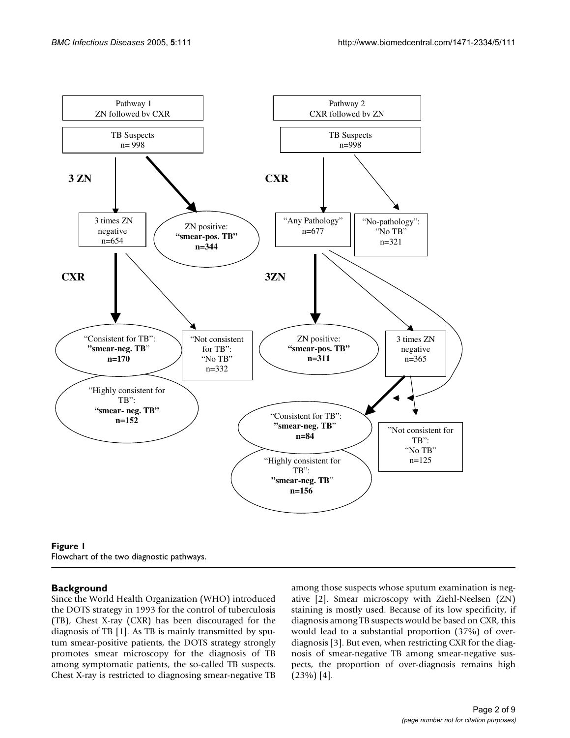Pathway 1
ZN followed by CXR

TB Suspects
n= 998

**3 ZN**

3 times ZN negative
n=654

ZN positive:
**"smear-pos. TB"**
**n=344**

**CXR**

"Consistent for TB":
**"smear-neg. TB"**
**n=170**

"Highly consistent for TB":
**"smear- neg. TB"**
**n=152**

"Not consistent for TB":
"No TB"
n=332

Pathway 2
CXR followed by ZN

TB Suspects
n=998

**CXR**

"Any Pathology"
n=677

"No-pathology":
"No TB"
n=321

**3ZN**

ZN positive:
**"smear-pos. TB"**
**n=311**

3 times ZN negative
n=365

"Consistent for TB":
**"smear-neg. TB"**
**n=84**

"Highly consistent for TB":
**"smear-neg. TB"**
**n=156**

"Not consistent for TB":
"No TB"
n=125

**Figure 1**
Flowchart of the two diagnostic pathways.

## Background

Since the World Health Organization (WHO) introduced the DOTS strategy in 1993 for the control of tuberculosis (TB), Chest X-ray (CXR) has been discouraged for the diagnosis of TB [1]. As TB is mainly transmitted by sputum smear-positive patients, the DOTS strategy strongly promotes smear microscopy for the diagnosis of TB among symptomatic patients, the so-called TB suspects. Chest X-ray is restricted to diagnosing smear-negative TB among those suspects whose sputum examination is negative [2]. Smear microscopy with Ziehl-Neelsen (ZN) staining is mostly used. Because of its low specificity, if diagnosis among TB suspects would be based on CXR, this would lead to a substantial proportion (37%) of over-diagnosis [3]. But even, when restricting CXR for the diagnosis of smear-negative TB among smear-negative suspects, the proportion of over-diagnosis remains high (23%) [4].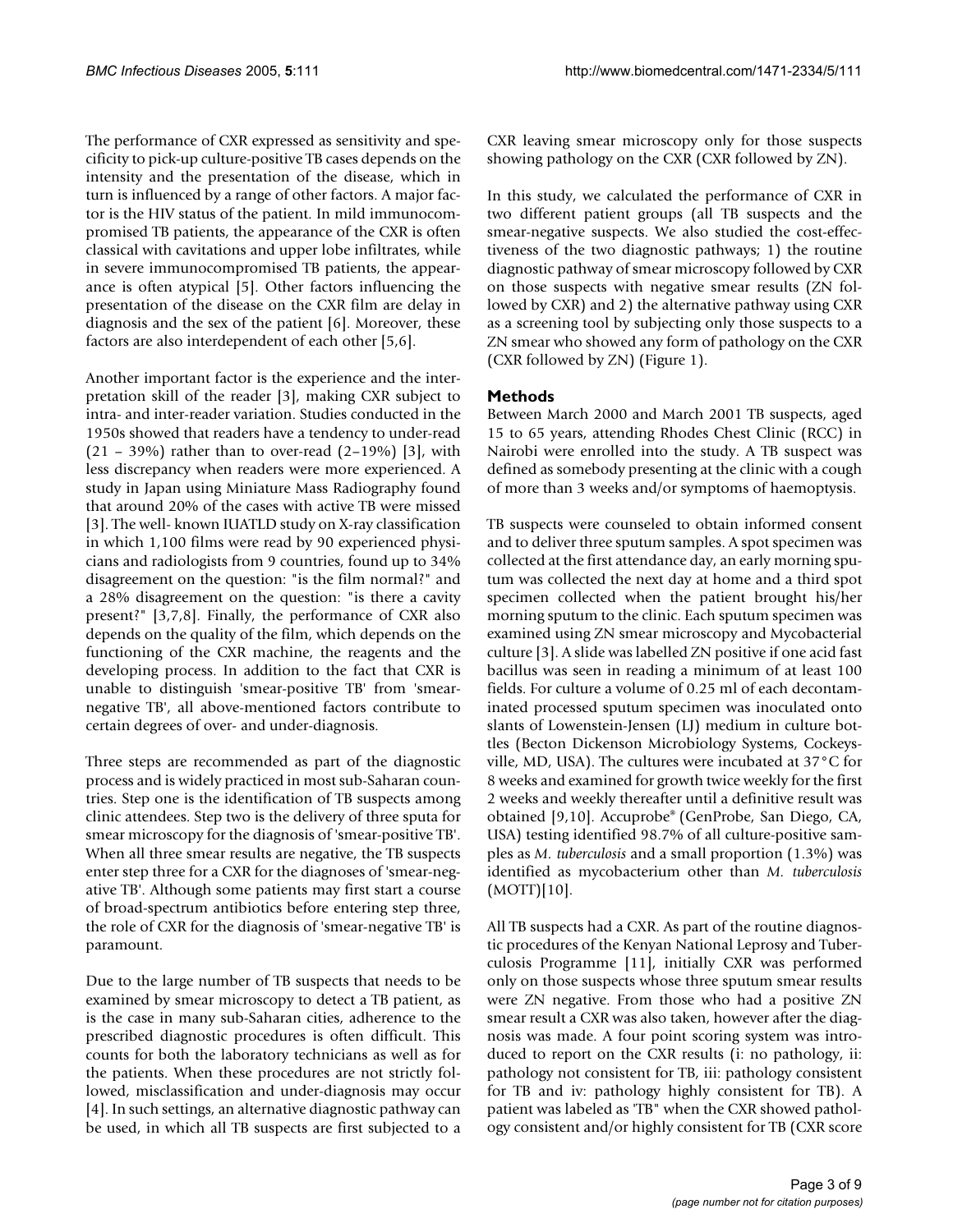The performance of CXR expressed as sensitivity and specificity to pick-up culture-positive TB cases depends on the intensity and the presentation of the disease, which in turn is influenced by a range of other factors. A major factor is the HIV status of the patient. In mild immunocompromised TB patients, the appearance of the CXR is often classical with cavitations and upper lobe infiltrates, while in severe immunocompromised TB patients, the appearance is often atypical [5]. Other factors influencing the presentation of the disease on the CXR film are delay in diagnosis and the sex of the patient [6]. Moreover, these factors are also interdependent of each other [5,6].

Another important factor is the experience and the interpretation skill of the reader [3], making CXR subject to intra- and inter-reader variation. Studies conducted in the 1950s showed that readers have a tendency to under-read (21 – 39%) rather than to over-read (2–19%) [3], with less discrepancy when readers were more experienced. A study in Japan using Miniature Mass Radiography found that around 20% of the cases with active TB were missed [3]. The well- known IUATLD study on X-ray classification in which 1,100 films were read by 90 experienced physicians and radiologists from 9 countries, found up to 34% disagreement on the question: "is the film normal?" and a 28% disagreement on the question: "is there a cavity present?" [3,7,8]. Finally, the performance of CXR also depends on the quality of the film, which depends on the functioning of the CXR machine, the reagents and the developing process. In addition to the fact that CXR is unable to distinguish 'smear-positive TB' from 'smear-negative TB', all above-mentioned factors contribute to certain degrees of over- and under-diagnosis.

Three steps are recommended as part of the diagnostic process and is widely practiced in most sub-Saharan countries. Step one is the identification of TB suspects among clinic attendees. Step two is the delivery of three sputa for smear microscopy for the diagnosis of 'smear-positive TB'. When all three smear results are negative, the TB suspects enter step three for a CXR for the diagnoses of 'smear-negative TB'. Although some patients may first start a course of broad-spectrum antibiotics before entering step three, the role of CXR for the diagnosis of 'smear-negative TB' is paramount.

Due to the large number of TB suspects that needs to be examined by smear microscopy to detect a TB patient, as is the case in many sub-Saharan cities, adherence to the prescribed diagnostic procedures is often difficult. This counts for both the laboratory technicians as well as for the patients. When these procedures are not strictly followed, misclassification and under-diagnosis may occur [4]. In such settings, an alternative diagnostic pathway can be used, in which all TB suspects are first subjected to a CXR leaving smear microscopy only for those suspects showing pathology on the CXR (CXR followed by ZN).

In this study, we calculated the performance of CXR in two different patient groups (all TB suspects and the smear-negative suspects. We also studied the cost-effectiveness of the two diagnostic pathways; 1) the routine diagnostic pathway of smear microscopy followed by CXR on those suspects with negative smear results (ZN followed by CXR) and 2) the alternative pathway using CXR as a screening tool by subjecting only those suspects to a ZN smear who showed any form of pathology on the CXR (CXR followed by ZN) (Figure 1).

## Methods

Between March 2000 and March 2001 TB suspects, aged 15 to 65 years, attending Rhodes Chest Clinic (RCC) in Nairobi were enrolled into the study. A TB suspect was defined as somebody presenting at the clinic with a cough of more than 3 weeks and/or symptoms of haemoptysis.

TB suspects were counseled to obtain informed consent and to deliver three sputum samples. A spot specimen was collected at the first attendance day, an early morning sputum was collected the next day at home and a third spot specimen collected when the patient brought his/her morning sputum to the clinic. Each sputum specimen was examined using ZN smear microscopy and Mycobacterial culture [3]. A slide was labelled ZN positive if one acid fast bacillus was seen in reading a minimum of at least 100 fields. For culture a volume of 0.25 ml of each decontaminated processed sputum specimen was inoculated onto slants of Lowenstein-Jensen (LJ) medium in culture bottles (Becton Dickenson Microbiology Systems, Cockeysville, MD, USA). The cultures were incubated at 37°C for 8 weeks and examined for growth twice weekly for the first 2 weeks and weekly thereafter until a definitive result was obtained [9,10]. Accuprobe® (GenProbe, San Diego, CA, USA) testing identified 98.7% of all culture-positive samples as *M. tuberculosis* and a small proportion (1.3%) was identified as mycobacterium other than *M. tuberculosis* (MOTT)[10].

All TB suspects had a CXR. As part of the routine diagnostic procedures of the Kenyan National Leprosy and Tuberculosis Programme [11], initially CXR was performed only on those suspects whose three sputum smear results were ZN negative. From those who had a positive ZN smear result a CXR was also taken, however after the diagnosis was made. A four point scoring system was introduced to report on the CXR results (i: no pathology, ii: pathology not consistent for TB, iii: pathology consistent for TB and iv: pathology highly consistent for TB). A patient was labeled as 'TB" when the CXR showed pathology consistent and/or highly consistent for TB (CXR score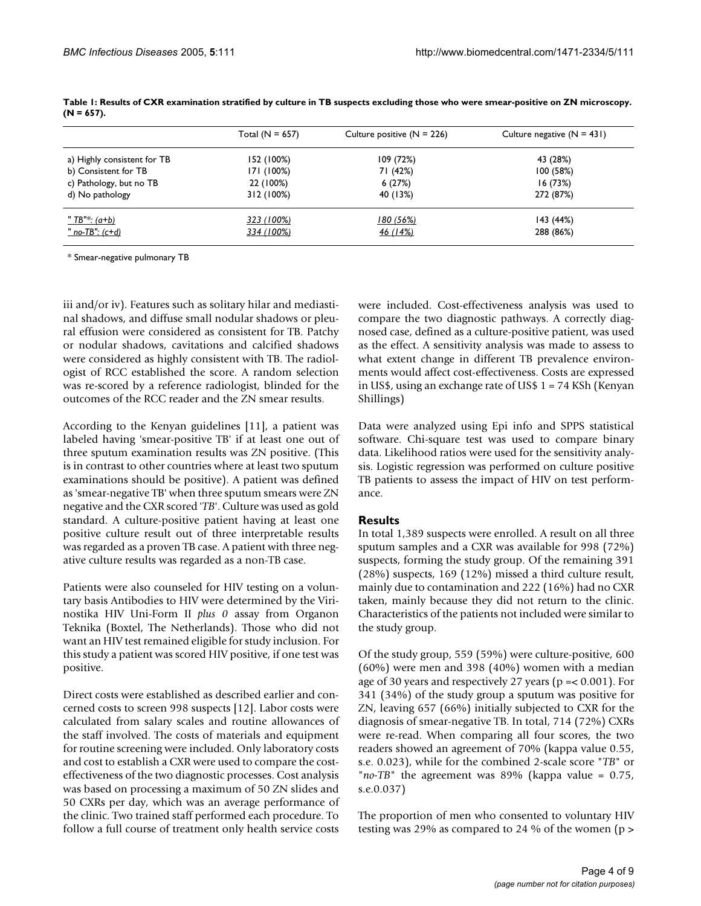**Table 1: Results of CXR examination stratified by culture in TB suspects excluding those who were smear-positive on ZN microscopy. (N = 657).**

| | Total (N = 657) | Culture positive (N = 226) | Culture negative (N = 431) |
|---|---|---|---|
| a) Highly consistent for TB | 152 (100%) | 109 (72%) | 43 (28%) |
| b) Consistent for TB | 171 (100%) | 71 (42%) | 100 (58%) |
| c) Pathology, but no TB | 22 (100%) | 6 (27%) | 16 (73%) |
| d) No pathology | 312 (100%) | 40 (13%) | 272 (87%) |
| "*TB*"*: (a+b) | 323 (100%) | 180 (56%) | 143 (44%) |
| "*no-TB*": (c+d) | 334 (100%) | 46 (14%) | 288 (86%) |

\* Smear-negative pulmonary TB

iii and/or iv). Features such as solitary hilar and mediastinal shadows, and diffuse small nodular shadows or pleural effusion were considered as consistent for TB. Patchy or nodular shadows, cavitations and calcified shadows were considered as highly consistent with TB. The radiologist of RCC established the score. A random selection was re-scored by a reference radiologist, blinded for the outcomes of the RCC reader and the ZN smear results.

According to the Kenyan guidelines [11], a patient was labeled having 'smear-positive TB' if at least one out of three sputum examination results was ZN positive. (This is in contrast to other countries where at least two sputum examinations should be positive). A patient was defined as 'smear-negative TB' when three sputum smears were ZN negative and the CXR scored '*TB*'. Culture was used as gold standard. A culture-positive patient having at least one positive culture result out of three interpretable results was regarded as a proven TB case. A patient with three negative culture results was regarded as a non-TB case.

Patients were also counseled for HIV testing on a voluntary basis Antibodies to HIV were determined by the Virinostika HIV Uni-Form II *plus 0* assay from Organon Teknika (Boxtel, The Netherlands). Those who did not want an HIV test remained eligible for study inclusion. For this study a patient was scored HIV positive, if one test was positive.

Direct costs were established as described earlier and concerned costs to screen 998 suspects [12]. Labor costs were calculated from salary scales and routine allowances of the staff involved. The costs of materials and equipment for routine screening were included. Only laboratory costs and cost to establish a CXR were used to compare the cost-effectiveness of the two diagnostic processes. Cost analysis was based on processing a maximum of 50 ZN slides and 50 CXRs per day, which was an average performance of the clinic. Two trained staff performed each procedure. To follow a full course of treatment only health service costs were included. Cost-effectiveness analysis was used to compare the two diagnostic pathways. A correctly diagnosed case, defined as a culture-positive patient, was used as the effect. A sensitivity analysis was made to assess to what extent change in different TB prevalence environments would affect cost-effectiveness. Costs are expressed in US$, using an exchange rate of US$ 1 = 74 KSh (Kenyan Shillings)

Data were analyzed using Epi info and SPPS statistical software. Chi-square test was used to compare binary data. Likelihood ratios were used for the sensitivity analysis. Logistic regression was performed on culture positive TB patients to assess the impact of HIV on test performance.

## Results

In total 1,389 suspects were enrolled. A result on all three sputum samples and a CXR was available for 998 (72%) suspects, forming the study group. Of the remaining 391 (28%) suspects, 169 (12%) missed a third culture result, mainly due to contamination and 222 (16%) had no CXR taken, mainly because they did not return to the clinic. Characteristics of the patients not included were similar to the study group.

Of the study group, 559 (59%) were culture-positive, 600 (60%) were men and 398 (40%) women with a median age of 30 years and respectively 27 years ($p =< 0.001$). For 341 (34%) of the study group a sputum was positive for ZN, leaving 657 (66%) initially subjected to CXR for the diagnosis of smear-negative TB. In total, 714 (72%) CXRs were re-read. When comparing all four scores, the two readers showed an agreement of 70% (kappa value 0.55, s.e. 0.023), while for the combined 2-scale score "*TB*" or "*no-TB*" the agreement was 89% (kappa value = 0.75, s.e.0.037)

The proportion of men who consented to voluntary HIV testing was 29% as compared to 24 % of the women (p >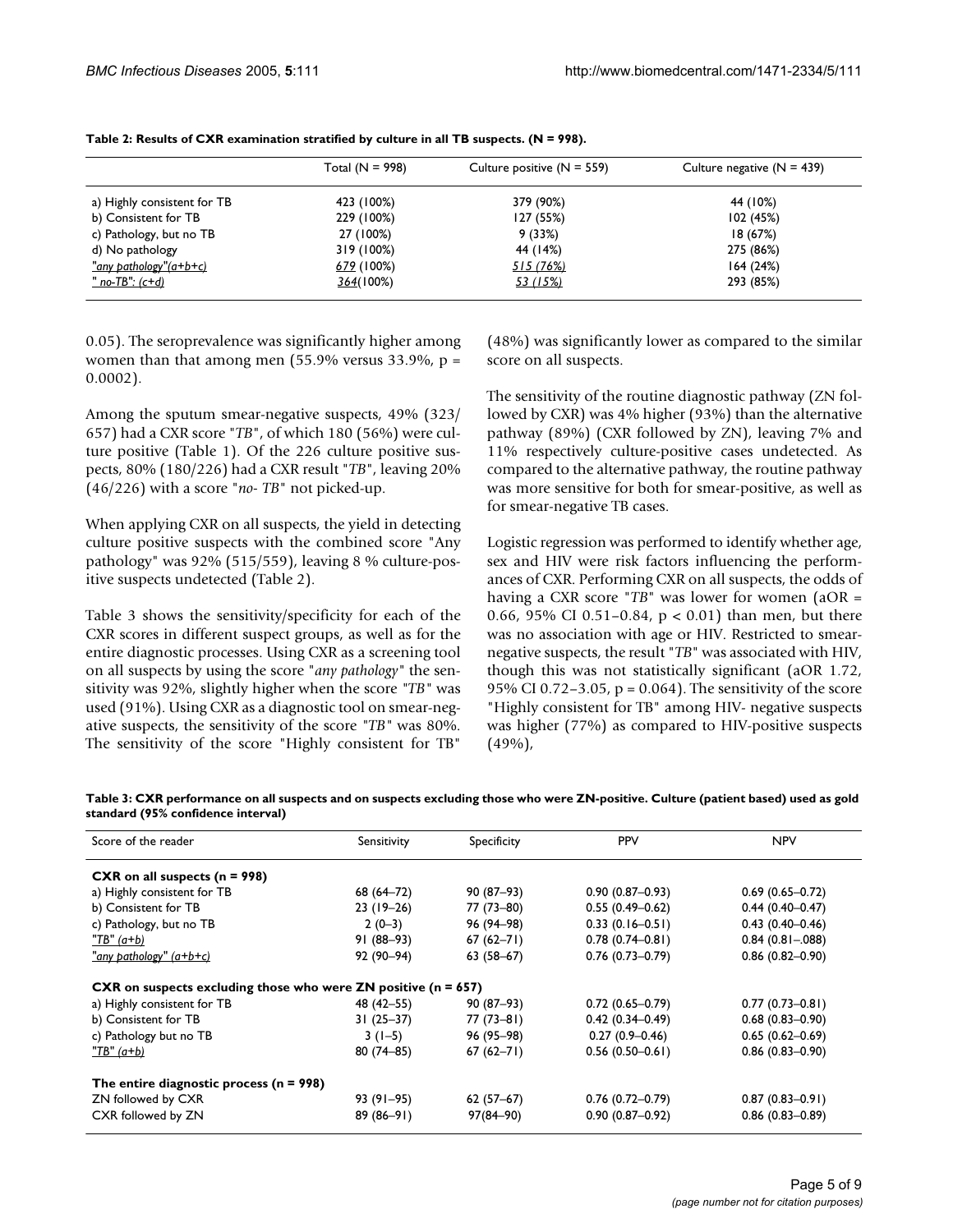**Table 2: Results of CXR examination stratified by culture in all TB suspects. (N = 998).**

| | Total (N = 998) | Culture positive (N = 559) | Culture negative (N = 439) |
|---|---|---|---|
| a) Highly consistent for TB | 423 (100%) | 379 (90%) | 44 (10%) |
| b) Consistent for TB | 229 (100%) | 127 (55%) | 102 (45%) |
| c) Pathology, but no TB | 27 (100%) | 9 (33%) | 18 (67%) |
| d) No pathology | 319 (100%) | 44 (14%) | 275 (86%) |
| <u>"any pathology"(a+b+c)</u> | <u>679</u> (100%) | <u>515 (76%)</u> | 164 (24%) |
| <u>" no-TB": (c+d)</u> | <u>364</u>(100%) | <u>53 (15%)</u> | 293 (85%) |

0.05). The seroprevalence was significantly higher among women than that among men (55.9% versus 33.9%, p = 0.0002).

Among the sputum smear-negative suspects, 49% (323/657) had a CXR score "*TB*", of which 180 (56%) were culture positive (Table 1). Of the 226 culture positive suspects, 80% (180/226) had a CXR result "*TB*", leaving 20% (46/226) with a score "*no- TB*" not picked-up.

When applying CXR on all suspects, the yield in detecting culture positive suspects with the combined score "Any pathology" was 92% (515/559), leaving 8 % culture-positive suspects undetected (Table 2).

Table 3 shows the sensitivity/specificity for each of the CXR scores in different suspect groups, as well as for the entire diagnostic processes. Using CXR as a screening tool on all suspects by using the score "*any pathology*" the sensitivity was 92%, slightly higher when the score "*TB*" was used (91%). Using CXR as a diagnostic tool on smear-negative suspects, the sensitivity of the score "*TB*" was 80%. The sensitivity of the score "Highly consistent for TB" (48%) was significantly lower as compared to the similar score on all suspects.

The sensitivity of the routine diagnostic pathway (ZN followed by CXR) was 4% higher (93%) than the alternative pathway (89%) (CXR followed by ZN), leaving 7% and 11% respectively culture-positive cases undetected. As compared to the alternative pathway, the routine pathway was more sensitive for both for smear-positive, as well as for smear-negative TB cases.

Logistic regression was performed to identify whether age, sex and HIV were risk factors influencing the performances of CXR. Performing CXR on all suspects, the odds of having a CXR score "*TB*" was lower for women (aOR = 0.66, 95% CI 0.51–0.84, p < 0.01) than men, but there was no association with age or HIV. Restricted to smear-negative suspects, the result "*TB*" was associated with HIV, though this was not statistically significant (aOR 1.72, 95% CI 0.72–3.05, p = 0.064). The sensitivity of the score "Highly consistent for TB" among HIV- negative suspects was higher (77%) as compared to HIV-positive suspects (49%),

**Table 3: CXR performance on all suspects and on suspects excluding those who were ZN-positive. Culture (patient based) used as gold standard (95% confidence interval)**

| Score of the reader | Sensitivity | Specificity | PPV | NPV |
|---|---|---|---|---|
| **CXR on all suspects (n = 998)** | | | | |
| a) Highly consistent for TB | 68 (64–72) | 90 (87–93) | 0.90 (0.87–0.93) | 0.69 (0.65–0.72) |
| b) Consistent for TB | 23 (19–26) | 77 (73–80) | 0.55 (0.49–0.62) | 0.44 (0.40–0.47) |
| c) Pathology, but no TB | 2 (0–3) | 96 (94–98) | 0.33 (0.16–0.51) | 0.43 (0.40–0.46) |
| <u>"TB" (a+b)</u> | 91 (88–93) | 67 (62–71) | 0.78 (0.74–0.81) | 0.84 (0.81–.088) |
| <u>"any pathology" (a+b+c)</u> | 92 (90–94) | 63 (58–67) | 0.76 (0.73–0.79) | 0.86 (0.82–0.90) |
| **CXR on suspects excluding those who were ZN positive (n = 657)** | | | | |
| a) Highly consistent for TB | 48 (42–55) | 90 (87–93) | 0.72 (0.65–0.79) | 0.77 (0.73–0.81) |
| b) Consistent for TB | 31 (25–37) | 77 (73–81) | 0.42 (0.34–0.49) | 0.68 (0.83–0.90) |
| c) Pathology but no TB | 3 (1–5) | 96 (95–98) | 0.27 (0.9–0.46) | 0.65 (0.62–0.69) |
| <u>"TB" (a+b)</u> | 80 (74–85) | 67 (62–71) | 0.56 (0.50–0.61) | 0.86 (0.83–0.90) |
| **The entire diagnostic process (n = 998)** | | | | |
| ZN followed by CXR | 93 (91–95) | 62 (57–67) | 0.76 (0.72–0.79) | 0.87 (0.83–0.91) |
| CXR followed by ZN | 89 (86–91) | 97(84–90) | 0.90 (0.87–0.92) | 0.86 (0.83–0.89) |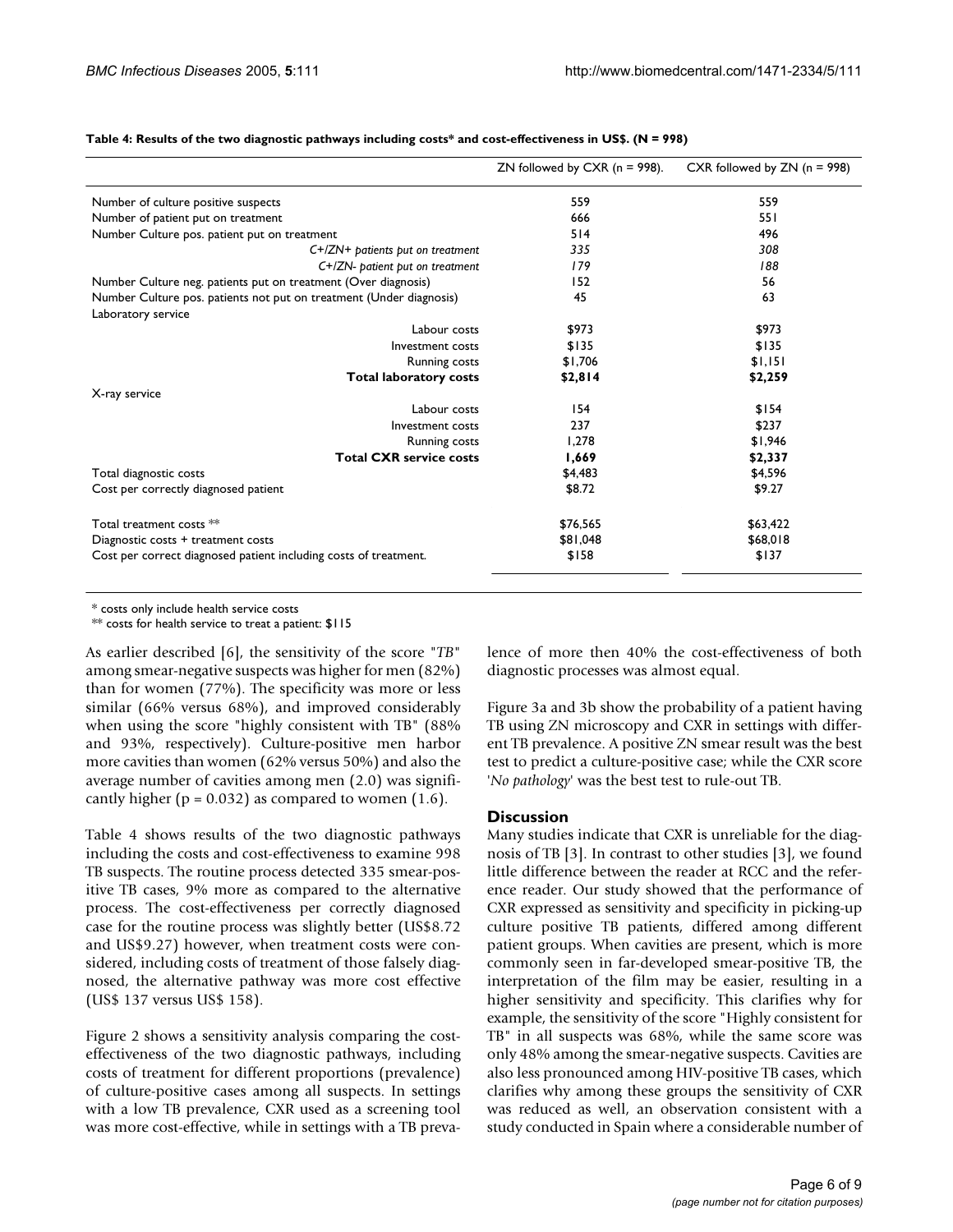**Table 4: Results of the two diagnostic pathways including costs* and cost-effectiveness in US$. (N = 998)**

| | ZN followed by CXR (n = 998). | CXR followed by ZN (n = 998) |
|---|---|---|
| Number of culture positive suspects | 559 | 559 |
| Number of patient put on treatment | 666 | 551 |
| Number Culture pos. patient put on treatment | 514 | 496 |
| *C+/ZN+ patients put on treatment* | *335* | *308* |
| *C+/ZN- patient put on treatment* | *179* | *188* |
| Number Culture neg. patients put on treatment (Over diagnosis) | 152 | 56 |
| Number Culture pos. patients not put on treatment (Under diagnosis) | 45 | 63 |
| Laboratory service | | |
| Labour costs | $973 | $973 |
| Investment costs | $135 | $135 |
| Running costs | $1,706 | $1,151 |
| **Total laboratory costs** | **$2,814** | **$2,259** |
| X-ray service | | |
| Labour costs | 154 | $154 |
| Investment costs | 237 | $237 |
| Running costs | 1,278 | $1,946 |
| **Total CXR service costs** | **1,669** | **$2,337** |
| Total diagnostic costs | $4,483 | $4,596 |
| Cost per correctly diagnosed patient | $8.72 | $9.27 |
| Total treatment costs ** | $76,565 | $63,422 |
| Diagnostic costs + treatment costs | $81,048 | $68,018 |
| Cost per correct diagnosed patient including costs of treatment. | $158 | $137 |

* costs only include health service costs
** costs for health service to treat a patient: $115

As earlier described [6], the sensitivity of the score "*TB*" among smear-negative suspects was higher for men (82%) than for women (77%). The specificity was more or less similar (66% versus 68%), and improved considerably when using the score "highly consistent with TB" (88% and 93%, respectively). Culture-positive men harbor more cavities than women (62% versus 50%) and also the average number of cavities among men (2.0) was significantly higher ($p = 0.032$) as compared to women (1.6).

Table 4 shows results of the two diagnostic pathways including the costs and cost-effectiveness to examine 998 TB suspects. The routine process detected 335 smear-positive TB cases, 9% more as compared to the alternative process. The cost-effectiveness per correctly diagnosed case for the routine process was slightly better (US$8.72 and US$9.27) however, when treatment costs were considered, including costs of treatment of those falsely diagnosed, the alternative pathway was more cost effective (US$ 137 versus US$ 158).

Figure 2 shows a sensitivity analysis comparing the cost-effectiveness of the two diagnostic pathways, including costs of treatment for different proportions (prevalence) of culture-positive cases among all suspects. In settings with a low TB prevalence, CXR used as a screening tool was more cost-effective, while in settings with a TB prevalence of more then 40% the cost-effectiveness of both diagnostic processes was almost equal.

Figure 3a and 3b show the probability of a patient having TB using ZN microscopy and CXR in settings with different TB prevalence. A positive ZN smear result was the best test to predict a culture-positive case; while the CXR score '*No pathology*' was the best test to rule-out TB.

## Discussion

Many studies indicate that CXR is unreliable for the diagnosis of TB [3]. In contrast to other studies [3], we found little difference between the reader at RCC and the reference reader. Our study showed that the performance of CXR expressed as sensitivity and specificity in picking-up culture positive TB patients, differed among different patient groups. When cavities are present, which is more commonly seen in far-developed smear-positive TB, the interpretation of the film may be easier, resulting in a higher sensitivity and specificity. This clarifies why for example, the sensitivity of the score "Highly consistent for TB" in all suspects was 68%, while the same score was only 48% among the smear-negative suspects. Cavities are also less pronounced among HIV-positive TB cases, which clarifies why among these groups the sensitivity of CXR was reduced as well, an observation consistent with a study conducted in Spain where a considerable number of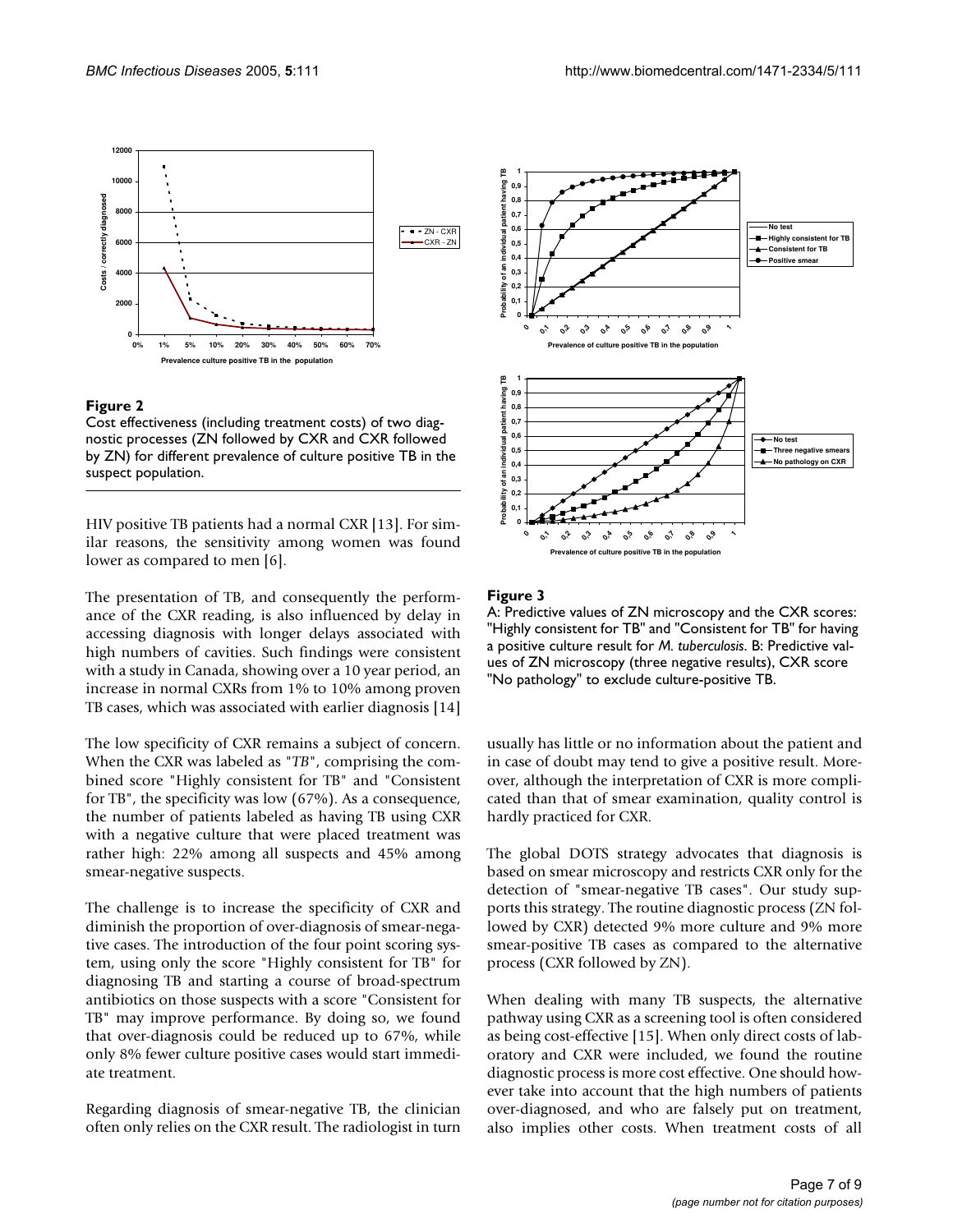**Figure 2**

Cost effectiveness (including treatment costs) of two diagnostic processes (ZN followed by CXR and CXR followed by ZN) for different prevalence of culture positive TB in the suspect population.

HIV positive TB patients had a normal CXR [13]. For similar reasons, the sensitivity among women was found lower as compared to men [6].

The presentation of TB, and consequently the performance of the CXR reading, is also influenced by delay in accessing diagnosis with longer delays associated with high numbers of cavities. Such findings were consistent with a study in Canada, showing over a 10 year period, an increase in normal CXRs from 1% to 10% among proven TB cases, which was associated with earlier diagnosis [14]

The low specificity of CXR remains a subject of concern. When the CXR was labeled as "*TB*", comprising the combined score "Highly consistent for TB" and "Consistent for TB", the specificity was low (67%). As a consequence, the number of patients labeled as having TB using CXR with a negative culture that were placed treatment was rather high: 22% among all suspects and 45% among smear-negative suspects.

The challenge is to increase the specificity of CXR and diminish the proportion of over-diagnosis of smear-negative cases. The introduction of the four point scoring system, using only the score "Highly consistent for TB" for diagnosing TB and starting a course of broad-spectrum antibiotics on those suspects with a score "Consistent for TB" may improve performance. By doing so, we found that over-diagnosis could be reduced up to 67%, while only 8% fewer culture positive cases would start immediate treatment.

Regarding diagnosis of smear-negative TB, the clinician often only relies on the CXR result. The radiologist in turn usually has little or no information about the patient and in case of doubt may tend to give a positive result. Moreover, although the interpretation of CXR is more complicated than that of smear examination, quality control is hardly practiced for CXR.

**Figure 3**

A: Predictive values of ZN microscopy and the CXR scores: "Highly consistent for TB" and "Consistent for TB" for having a positive culture result for *M. tuberculosis*. B: Predictive values of ZN microscopy (three negative results), CXR score "No pathology" to exclude culture-positive TB.

The global DOTS strategy advocates that diagnosis is based on smear microscopy and restricts CXR only for the detection of "smear-negative TB cases". Our study supports this strategy. The routine diagnostic process (ZN followed by CXR) detected 9% more culture and 9% more smear-positive TB cases as compared to the alternative process (CXR followed by ZN).

When dealing with many TB suspects, the alternative pathway using CXR as a screening tool is often considered as being cost-effective [15]. When only direct costs of laboratory and CXR were included, we found the routine diagnostic process is more cost effective. One should however take into account that the high numbers of patients over-diagnosed, and who are falsely put on treatment, also implies other costs. When treatment costs of all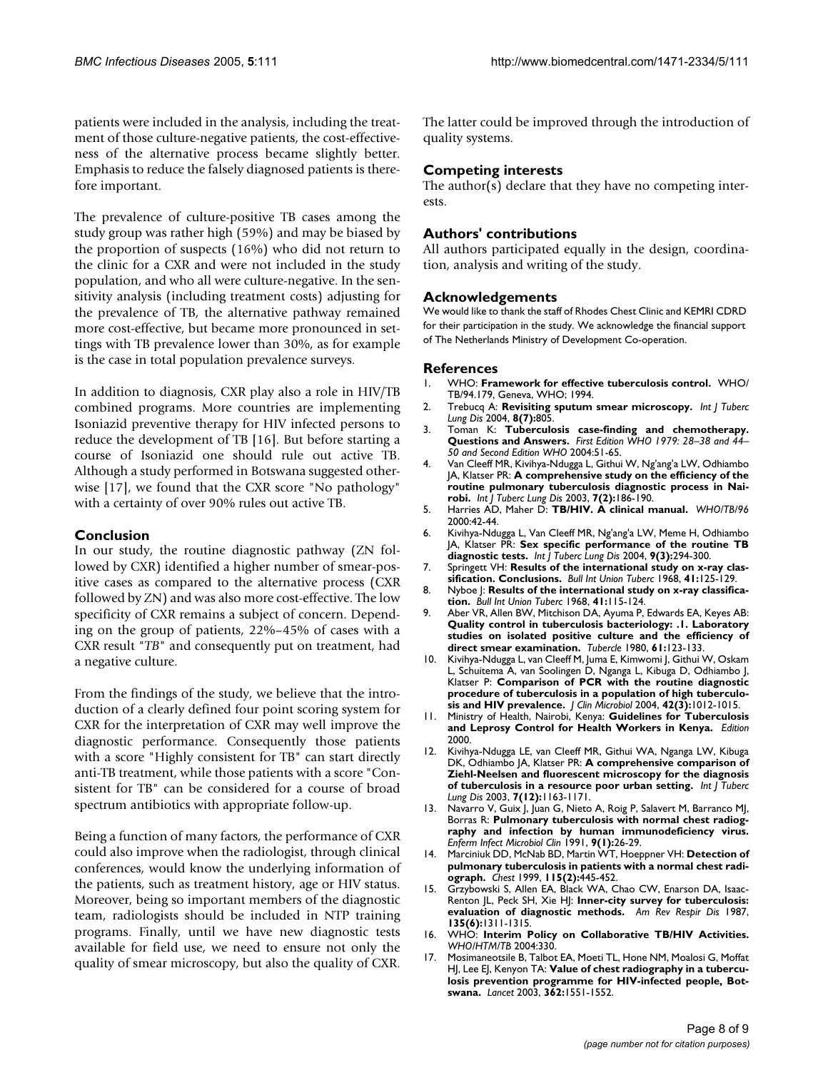patients were included in the analysis, including the treatment of those culture-negative patients, the cost-effectiveness of the alternative process became slightly better. Emphasis to reduce the falsely diagnosed patients is therefore important.

The prevalence of culture-positive TB cases among the study group was rather high (59%) and may be biased by the proportion of suspects (16%) who did not return to the clinic for a CXR and were not included in the study population, and who all were culture-negative. In the sensitivity analysis (including treatment costs) adjusting for the prevalence of TB, the alternative pathway remained more cost-effective, but became more pronounced in settings with TB prevalence lower than 30%, as for example is the case in total population prevalence surveys.

In addition to diagnosis, CXR play also a role in HIV/TB combined programs. More countries are implementing Isoniazid preventive therapy for HIV infected persons to reduce the development of TB [16]. But before starting a course of Isoniazid one should rule out active TB. Although a study performed in Botswana suggested otherwise [17], we found that the CXR score "No pathology" with a certainty of over 90% rules out active TB.

## Conclusion

In our study, the routine diagnostic pathway (ZN followed by CXR) identified a higher number of smear-positive cases as compared to the alternative process (CXR followed by ZN) and was also more cost-effective. The low specificity of CXR remains a subject of concern. Depending on the group of patients, 22%–45% of cases with a CXR result "*TB*" and consequently put on treatment, had a negative culture.

From the findings of the study, we believe that the introduction of a clearly defined four point scoring system for CXR for the interpretation of CXR may well improve the diagnostic performance. Consequently those patients with a score "Highly consistent for TB" can start directly anti-TB treatment, while those patients with a score "Consistent for TB" can be considered for a course of broad spectrum antibiotics with appropriate follow-up.

Being a function of many factors, the performance of CXR could also improve when the radiologist, through clinical conferences, would know the underlying information of the patients, such as treatment history, age or HIV status. Moreover, being so important members of the diagnostic team, radiologists should be included in NTP training programs. Finally, until we have new diagnostic tests available for field use, we need to ensure not only the quality of smear microscopy, but also the quality of CXR. The latter could be improved through the introduction of quality systems.

## Competing interests

The author(s) declare that they have no competing interests.

## Authors' contributions

All authors participated equally in the design, coordination, analysis and writing of the study.

## Acknowledgements

We would like to thank the staff of Rhodes Chest Clinic and KEMRI CDRD for their participation in the study. We acknowledge the financial support of The Netherlands Ministry of Development Co-operation.

## References

1. WHO: **Framework for effective tuberculosis control.** WHO/TB/94.179, Geneva, WHO; 1994.
2. Trebucq A: **Revisiting sputum smear microscopy.** *Int J Tuberc Lung Dis* 2004, **8(7):**805.
3. Toman K: **Tuberculosis case-finding and chemotherapy. Questions and Answers.** *First Edition WHO 1979: 28–38 and 44–50 and Second Edition WHO* 2004:51-65.
4. Van Cleeff MR, Kivihya-Ndugga L, Githui W, Ng'ang'a LW, Odhiambo JA, Klatser PR: **A comprehensive study on the efficiency of the routine pulmonary tuberculosis diagnostic process in Nairobi.** *Int J Tuberc Lung Dis* 2003, **7(2):**186-190.
5. Harries AD, Maher D: **TB/HIV. A clinical manual.** *WHO/TB/96* 2000:42-44.
6. Kivihya-Ndugga L, Van Cleeff MR, Ng'ang'a LW, Meme H, Odhiambo JA, Klatser PR: **Sex specific performance of the routine TB diagnostic tests.** *Int J Tuberc Lung Dis* 2004, **9(3):**294-300.
7. Springett VH: **Results of the international study on x-ray classification. Conclusions.** *Bull Int Union Tuberc* 1968, **41:**125-129.
8. Nyboe J: **Results of the international study on x-ray classification.** *Bull Int Union Tuberc* 1968, **41:**115-124.
9. Aber VR, Allen BW, Mitchison DA, Ayuma P, Edwards EA, Keyes AB: **Quality control in tuberculosis bacteriology: .1. Laboratory studies on isolated positive culture and the efficiency of direct smear examination.** *Tubercle* 1980, **61:**123-133.
10. Kivihya-Ndugga L, van Cleeff M, Juma E, Kimwomi J, Githui W, Oskam L, Schuitema A, van Soolingen D, Nganga L, Kibuga D, Odhiambo J, Klatser P: **Comparison of PCR with the routine diagnostic procedure of tuberculosis in a population of high tuberculosis and HIV prevalence.** *J Clin Microbiol* 2004, **42(3):**1012-1015.
11. Ministry of Health, Nairobi, Kenya: **Guidelines for Tuberculosis and Leprosy Control for Health Workers in Kenya.** *Edition* 2000.
12. Kivihya-Ndugga LE, van Cleeff MR, Githui WA, Nganga LW, Kibuga DK, Odhiambo JA, Klatser PR: **A comprehensive comparison of Ziehl-Neelsen and fluorescent microscopy for the diagnosis of tuberculosis in a resource poor urban setting.** *Int J Tuberc Lung Dis* 2003, **7(12):**1163-1171.
13. Navarro V, Guix J, Juan G, Nieto A, Roig P, Salavert M, Barranco MJ, Borras R: **Pulmonary tuberculosis with normal chest radiography and infection by human immunodeficiency virus.** *Enferm Infect Microbiol Clin* 1991, **9(1):**26-29.
14. Marciniuk DD, McNab BD, Martin WT, Hoeppner VH: **Detection of pulmonary tuberculosis in patients with a normal chest radiograph.** *Chest* 1999, **115(2):**445-452.
15. Grzybowski S, Allen EA, Black WA, Chao CW, Enarson DA, Isaac-Renton JL, Peck SH, Xie HJ: **Inner-city survey for tuberculosis: evaluation of diagnostic methods.** *Am Rev Respir Dis* 1987, **135(6):**1311-1315.
16. WHO: **Interim Policy on Collaborative TB/HIV Activities.** *WHO/HTM/TB* 2004:330.
17. Mosimaneotsile B, Talbot EA, Moeti TL, Hone NM, Moalosi G, Moffat HJ, Lee EJ, Kenyon TA: **Value of chest radiography in a tuberculosis prevention programme for HIV-infected people, Botswana.** *Lancet* 2003, **362:**1551-1552.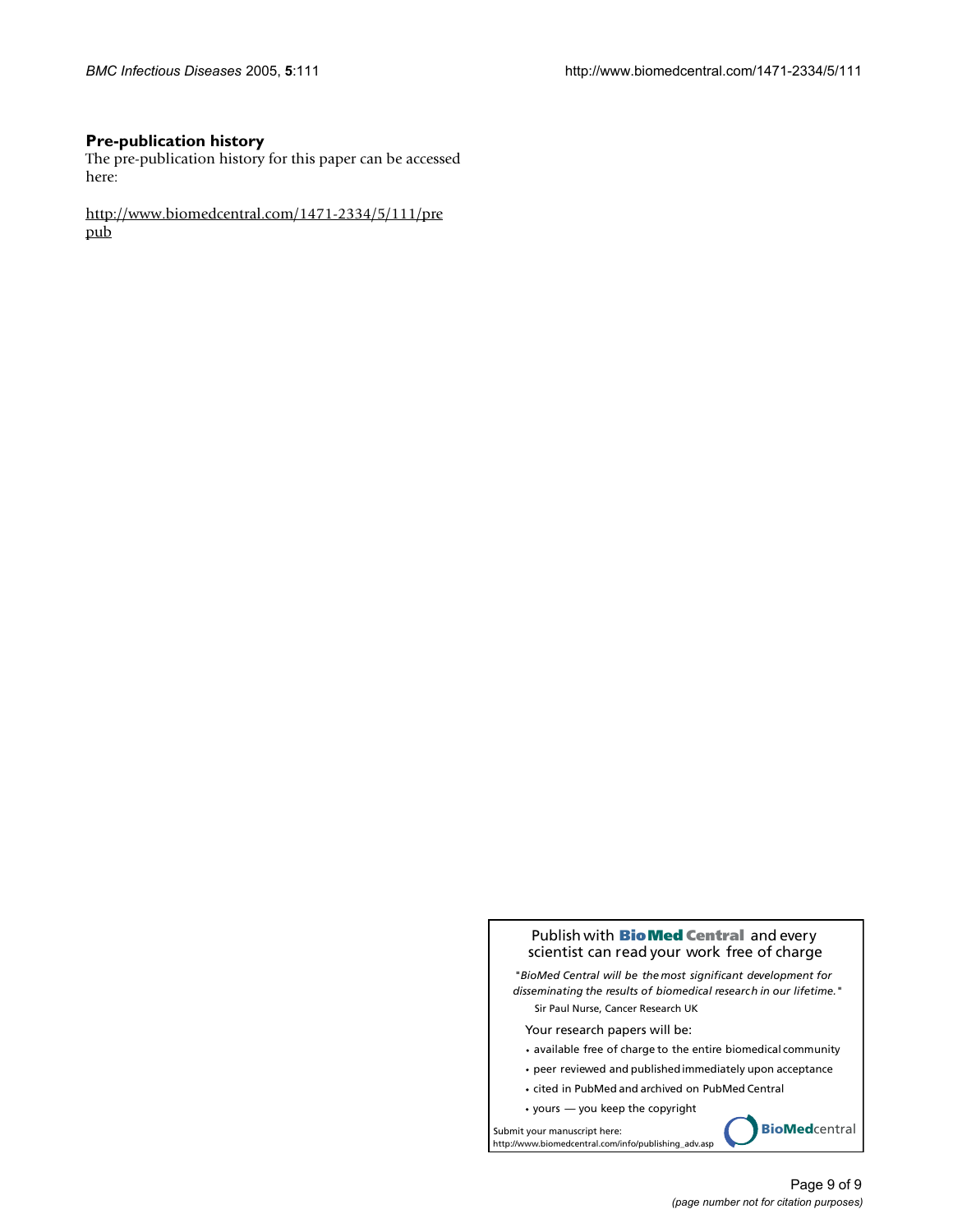## Pre-publication history

The pre-publication history for this paper can be accessed here:

http://www.biomedcentral.com/1471-2334/5/111/prepub

Publish with **BioMed Central** and every scientist can read your work free of charge

*"BioMed Central will be the most significant development for disseminating the results of biomedical research in our lifetime."*

Sir Paul Nurse, Cancer Research UK

Your research papers will be:

- available free of charge to the entire biomedical community
- peer reviewed and published immediately upon acceptance
- cited in PubMed and archived on PubMed Central
- yours — you keep the copyright

Submit your manuscript here:
http://www.biomedcentral.com/info/publishing_adv.asp

**BioMed**central